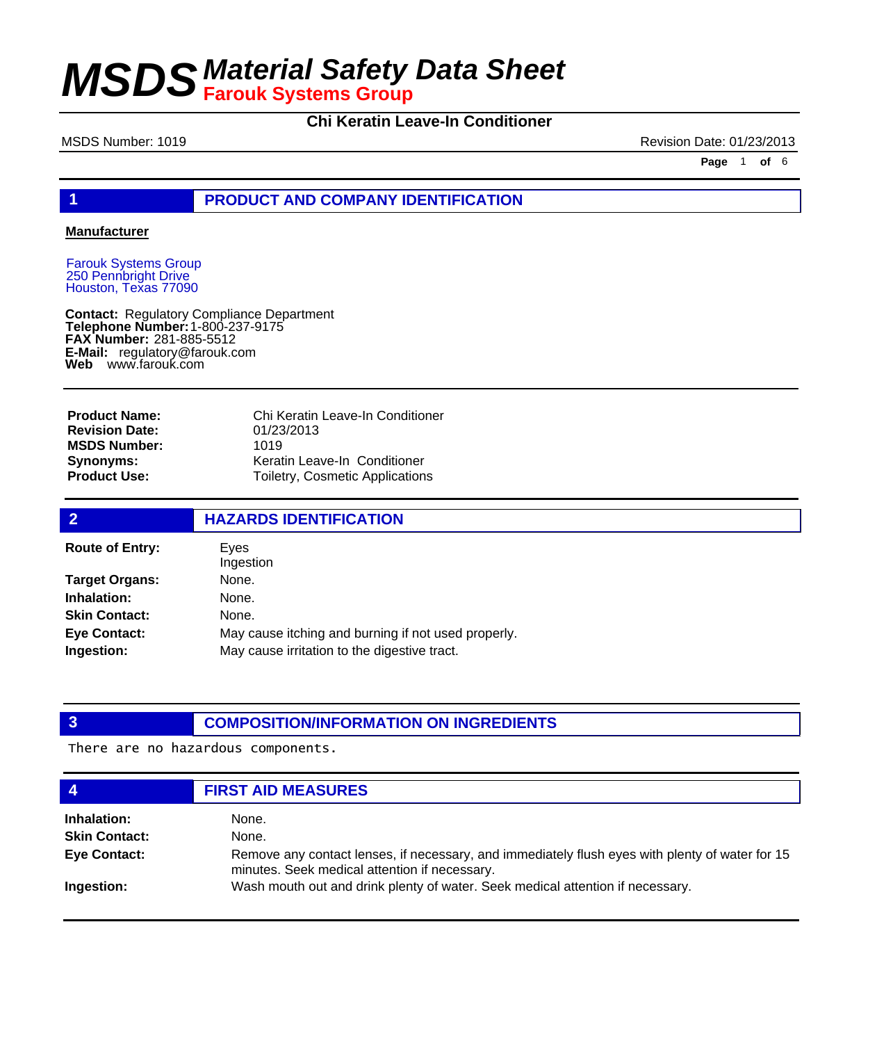# MSDS Material Safety Data Sheet

**Farouk Systems Group**

## Chi Keratin Leave-In Conditioner

MSDS Number: 1019 | Revision Date: 01/23/2013

## 1 PRODUCT AND COMPANY IDENTIFICATION

**Manufacturer**

Farouk Systems Group
250 Pennbright Drive
Houston, Texas 77090

**Contact:** Regulatory Compliance Department
**Telephone Number:** 1-800-237-9175
**FAX Number:** 281-885-5512
**E-Mail:** regulatory@farouk.com
**Web** www.farouk.com

| | |
|---|---|
| **Product Name:** | Chi Keratin Leave-In Conditioner |
| **Revision Date:** | 01/23/2013 |
| **MSDS Number:** | 1019 |
| **Synonyms:** | Keratin Leave-In Conditioner |
| **Product Use:** | Toiletry, Cosmetic Applications |

## 2 HAZARDS IDENTIFICATION

| | |
|---|---|
| **Route of Entry:** | Eyes<br>Ingestion |
| **Target Organs:** | None. |
| **Inhalation:** | None. |
| **Skin Contact:** | None. |
| **Eye Contact:** | May cause itching and burning if not used properly. |
| **Ingestion:** | May cause irritation to the digestive tract. |

## 3 COMPOSITION/INFORMATION ON INGREDIENTS

There are no hazardous components.

## 4 FIRST AID MEASURES

| | |
|---|---|
| **Inhalation:** | None. |
| **Skin Contact:** | None. |
| **Eye Contact:** | Remove any contact lenses, if necessary, and immediately flush eyes with plenty of water for 15 minutes. Seek medical attention if necessary. |
| **Ingestion:** | Wash mouth out and drink plenty of water. Seek medical attention if necessary. |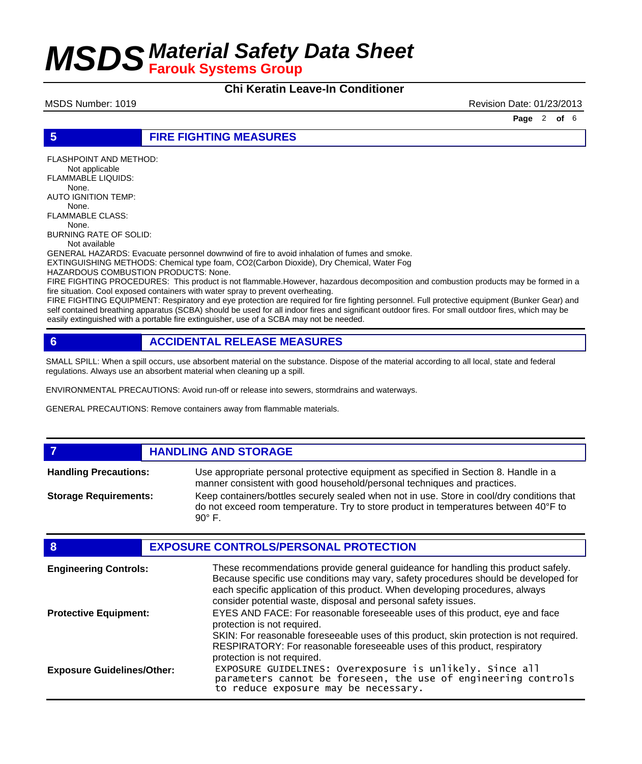# MSDS Material Safety Data Sheet

**Farouk Systems Group**

**Chi Keratin Leave-In Conditioner**

MSDS Number: 1019 Revision Date: 01/23/2013

## 5 FIRE FIGHTING MEASURES

FLASHPOINT AND METHOD:
Not applicable
FLAMMABLE LIQUIDS:
None.
AUTO IGNITION TEMP:
None.
FLAMMABLE CLASS:
None.
BURNING RATE OF SOLID:
Not available
GENERAL HAZARDS: Evacuate personnel downwind of fire to avoid inhalation of fumes and smoke.
EXTINGUISHING METHODS: Chemical type foam, $CO_2$(Carbon Dioxide), Dry Chemical, Water Fog
HAZARDOUS COMBUSTION PRODUCTS: None.
FIRE FIGHTING PROCEDURES: This product is not flammable.However, hazardous decomposition and combustion products may be formed in a fire situation. Cool exposed containers with water spray to prevent overheating.
FIRE FIGHTING EQUIPMENT: Respiratory and eye protection are required for fire fighting personnel. Full protective equipment (Bunker Gear) and self contained breathing apparatus (SCBA) should be used for all indoor fires and significant outdoor fires. For small outdoor fires, which may be easily extinguished with a portable fire extinguisher, use of a SCBA may not be needed.

## 6 ACCIDENTAL RELEASE MEASURES

SMALL SPILL: When a spill occurs, use absorbent material on the substance. Dispose of the material according to all local, state and federal regulations. Always use an absorbent material when cleaning up a spill.

ENVIRONMENTAL PRECAUTIONS: Avoid run-off or release into sewers, stormdrains and waterways.

GENERAL PRECAUTIONS: Remove containers away from flammable materials.

## 7 HANDLING AND STORAGE

**Handling Precautions:** Use appropriate personal protective equipment as specified in Section 8. Handle in a manner consistent with good household/personal techniques and practices.

**Storage Requirements:** Keep containers/bottles securely sealed when not in use. Store in cool/dry conditions that do not exceed room temperature. Try to store product in temperatures between 40°F to 90° F.

## 8 EXPOSURE CONTROLS/PERSONAL PROTECTION

**Engineering Controls:** These recommendations provide general guideance for handling this product safely. Because specific use conditions may vary, safety procedures should be developed for each specific application of this product. When developing procedures, always consider potential waste, disposal and personal safety issues.

**Protective Equipment:** EYES AND FACE: For reasonable foreseeable uses of this product, eye and face protection is not required.
SKIN: For reasonable foreseeable uses of this product, skin protection is not required.
RESPIRATORY: For reasonable foreseeable uses of this product, respiratory protection is not required.

**Exposure Guidelines/Other:** EXPOSURE GUIDELINES: Overexposure is unlikely. Since all parameters cannot be foreseen, the use of engineering controls to reduce exposure may be necessary.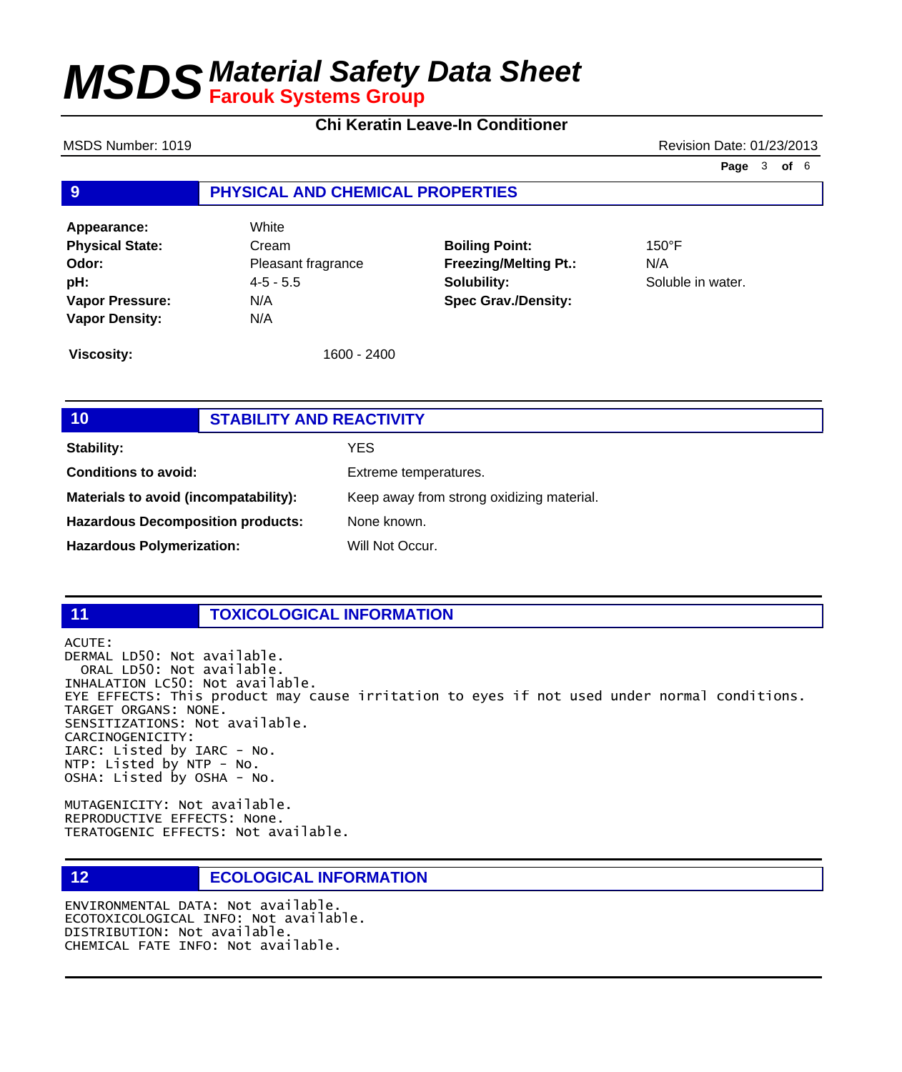# MSDS Material Safety Data Sheet
## Farouk Systems Group

**Chi Keratin Leave-In Conditioner**

MSDS Number: 1019 | Revision Date: 01/23/2013

## 9 PHYSICAL AND CHEMICAL PROPERTIES

| | | | |
|---|---|---|---|
| **Appearance:** | White | | |
| **Physical State:** | Cream | **Boiling Point:** | 150°F |
| **Odor:** | Pleasant fragrance | **Freezing/Melting Pt.:** | N/A |
| **pH:** | 4-5 - 5.5 | **Solubility:** | Soluble in water. |
| **Vapor Pressure:** | N/A | **Spec Grav./Density:** | |
| **Vapor Density:** | N/A | | |
| **Viscosity:** | 1600 - 2400 | | |

## 10 STABILITY AND REACTIVITY

| | |
|---|---|
| **Stability:** | YES |
| **Conditions to avoid:** | Extreme temperatures. |
| **Materials to avoid (incompatability):** | Keep away from strong oxidizing material. |
| **Hazardous Decomposition products:** | None known. |
| **Hazardous Polymerization:** | Will Not Occur. |

## 11 TOXICOLOGICAL INFORMATION

ACUTE:
DERMAL LD50: Not available.
ORAL LD50: Not available.
INHALATION LC50: Not available.
EYE EFFECTS: This product may cause irritation to eyes if not used under normal conditions.
TARGET ORGANS: NONE.
SENSITIZATIONS: Not available.
CARCINOGENICITY:
IARC: Listed by IARC - No.
NTP: Listed by NTP - No.
OSHA: Listed by OSHA - No.

MUTAGENICITY: Not available.
REPRODUCTIVE EFFECTS: None.
TERATOGENIC EFFECTS: Not available.

## 12 ECOLOGICAL INFORMATION

ENVIRONMENTAL DATA: Not available.
ECOTOXICOLOGICAL INFO: Not available.
DISTRIBUTION: Not available.
CHEMICAL FATE INFO: Not available.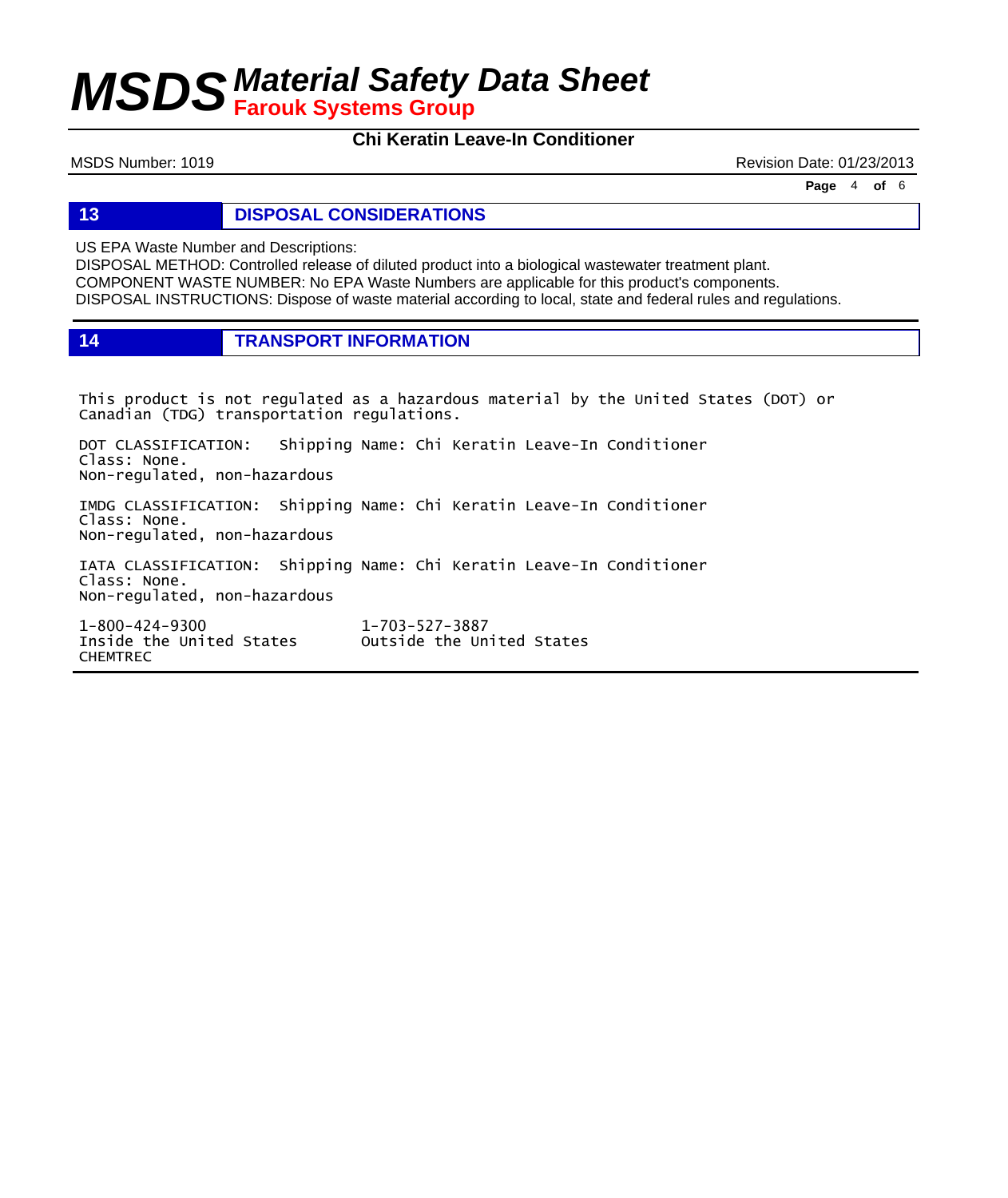## 13 DISPOSAL CONSIDERATIONS

US EPA Waste Number and Descriptions:
DISPOSAL METHOD: Controlled release of diluted product into a biological wastewater treatment plant.
COMPONENT WASTE NUMBER: No EPA Waste Numbers are applicable for this product's components.
DISPOSAL INSTRUCTIONS: Dispose of waste material according to local, state and federal rules and regulations.

## 14 TRANSPORT INFORMATION

This product is not regulated as a hazardous material by the United States (DOT) or Canadian (TDG) transportation regulations.

DOT CLASSIFICATION: Shipping Name: Chi Keratin Leave-In Conditioner
Class: None.
Non-regulated, non-hazardous

IMDG CLASSIFICATION: Shipping Name: Chi Keratin Leave-In Conditioner
Class: None.
Non-regulated, non-hazardous

IATA CLASSIFICATION: Shipping Name: Chi Keratin Leave-In Conditioner
Class: None.
Non-regulated, non-hazardous

1-800-424-9300 — Inside the United States
1-703-527-3887 — Outside the United States
CHEMTREC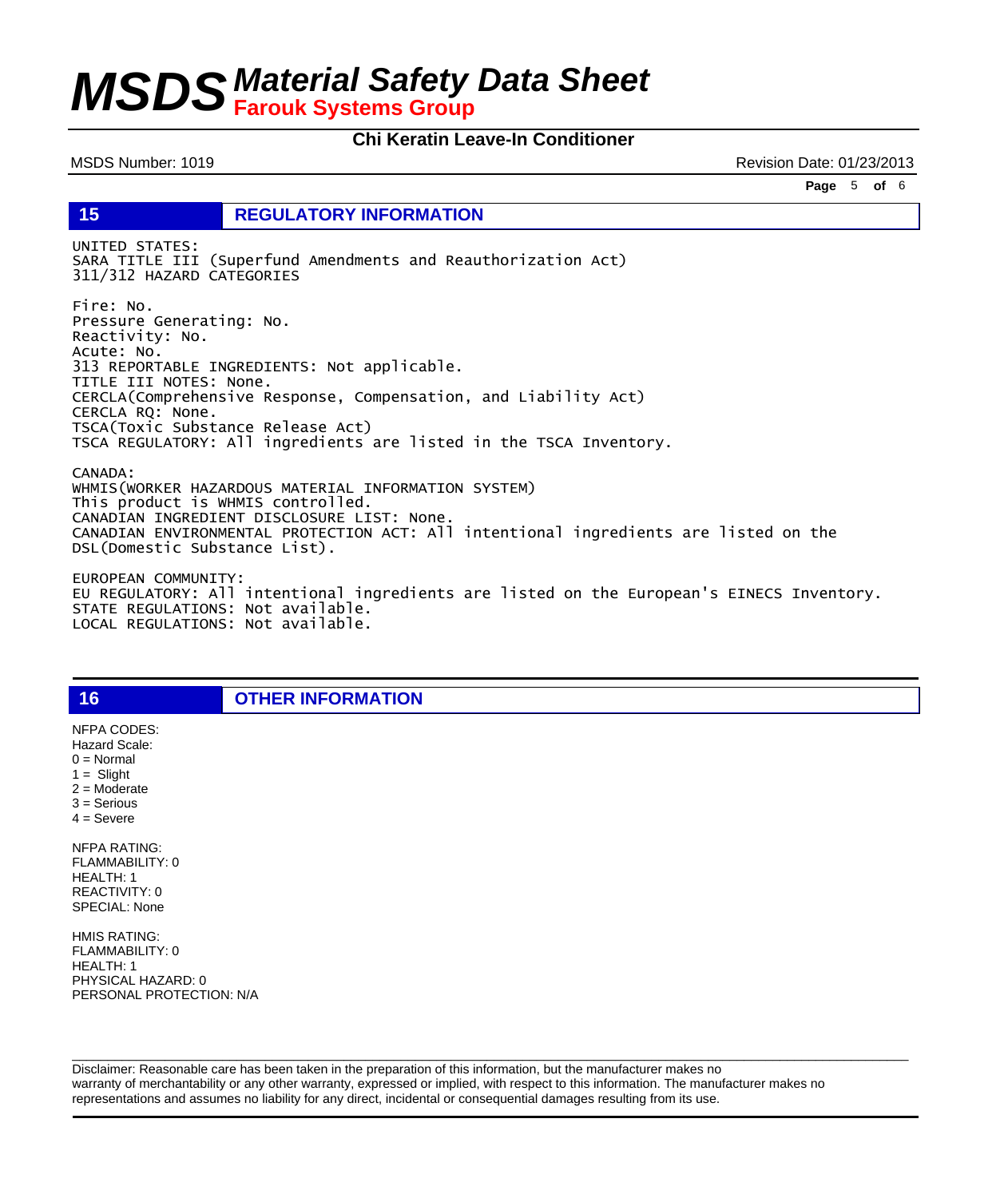## 15 REGULATORY INFORMATION

UNITED STATES:
SARA TITLE III (Superfund Amendments and Reauthorization Act)
311/312 HAZARD CATEGORIES

Fire: No.
Pressure Generating: No.
Reactivity: No.
Acute: No.
313 REPORTABLE INGREDIENTS: Not applicable.
TITLE III NOTES: None.
CERCLA(Comprehensive Response, Compensation, and Liability Act)
CERCLA RQ: None.
TSCA(Toxic Substance Release Act)
TSCA REGULATORY: All ingredients are listed in the TSCA Inventory.

CANADA:
WHMIS(WORKER HAZARDOUS MATERIAL INFORMATION SYSTEM)
This product is WHMIS controlled.
CANADIAN INGREDIENT DISCLOSURE LIST: None.
CANADIAN ENVIRONMENTAL PROTECTION ACT: All intentional ingredients are listed on the DSL(Domestic Substance List).

EUROPEAN COMMUNITY:
EU REGULATORY: All intentional ingredients are listed on the European's EINECS Inventory.
STATE REGULATIONS: Not available.
LOCAL REGULATIONS: Not available.

## 16 OTHER INFORMATION

NFPA CODES:
Hazard Scale:
0 = Normal
1 = Slight
2 = Moderate
3 = Serious
4 = Severe

NFPA RATING:
FLAMMABILITY: 0
HEALTH: 1
REACTIVITY: 0
SPECIAL: None

HMIS RATING:
FLAMMABILITY: 0
HEALTH: 1
PHYSICAL HAZARD: 0
PERSONAL PROTECTION: N/A

Disclaimer: Reasonable care has been taken in the preparation of this information, but the manufacturer makes no warranty of merchantability or any other warranty, expressed or implied, with respect to this information. The manufacturer makes no representations and assumes no liability for any direct, incidental or consequential damages resulting from its use.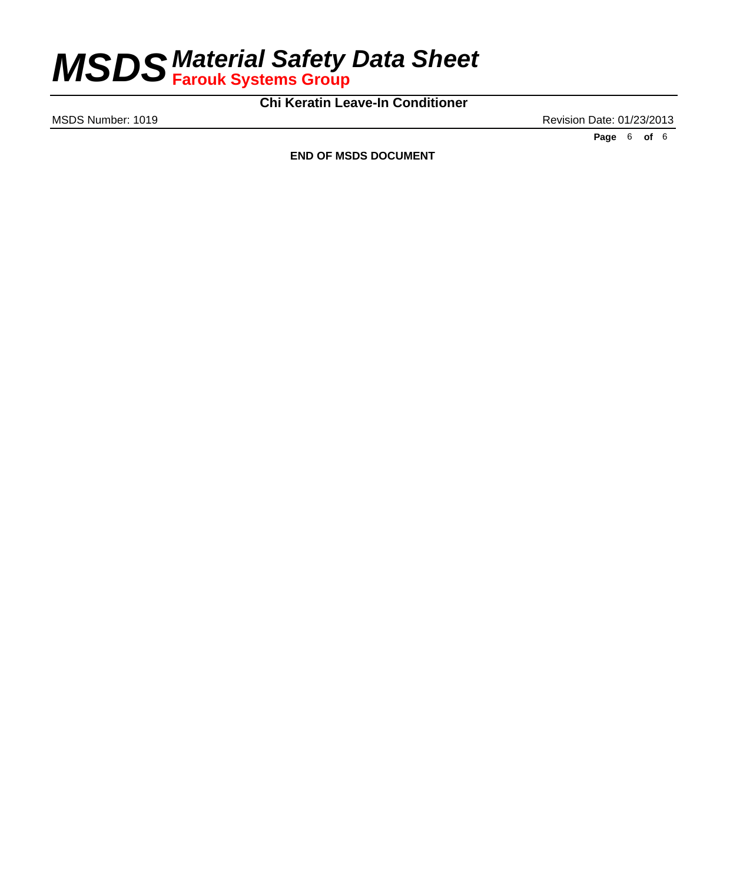**END OF MSDS DOCUMENT**